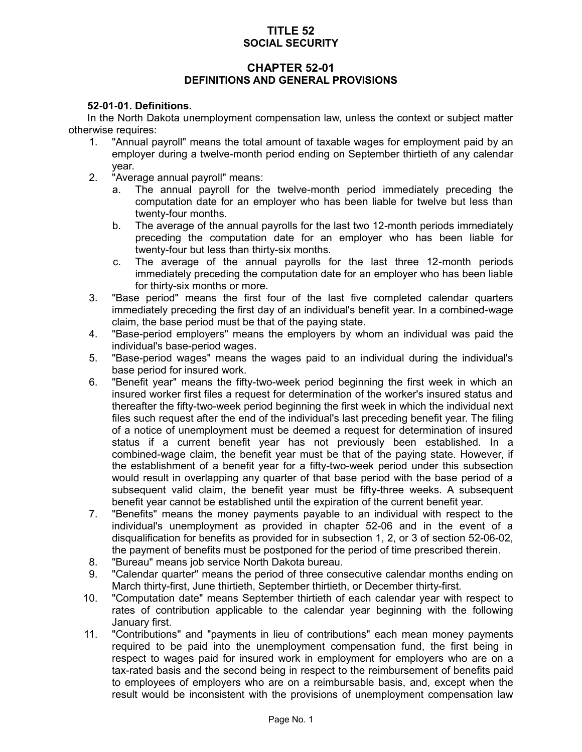# TITLE 52
# SOCIAL SECURITY

## CHAPTER 52-01
## DEFINITIONS AND GENERAL PROVISIONS

**52-01-01. Definitions.**

In the North Dakota unemployment compensation law, unless the context or subject matter otherwise requires:

1. "Annual payroll" means the total amount of taxable wages for employment paid by an employer during a twelve-month period ending on September thirtieth of any calendar year.
2. "Average annual payroll" means:
   a. The annual payroll for the twelve-month period immediately preceding the computation date for an employer who has been liable for twelve but less than twenty-four months.
   b. The average of the annual payrolls for the last two 12-month periods immediately preceding the computation date for an employer who has been liable for twenty-four but less than thirty-six months.
   c. The average of the annual payrolls for the last three 12-month periods immediately preceding the computation date for an employer who has been liable for thirty-six months or more.
3. "Base period" means the first four of the last five completed calendar quarters immediately preceding the first day of an individual's benefit year. In a combined-wage claim, the base period must be that of the paying state.
4. "Base-period employers" means the employers by whom an individual was paid the individual's base-period wages.
5. "Base-period wages" means the wages paid to an individual during the individual's base period for insured work.
6. "Benefit year" means the fifty-two-week period beginning the first week in which an insured worker first files a request for determination of the worker's insured status and thereafter the fifty-two-week period beginning the first week in which the individual next files such request after the end of the individual's last preceding benefit year. The filing of a notice of unemployment must be deemed a request for determination of insured status if a current benefit year has not previously been established. In a combined-wage claim, the benefit year must be that of the paying state. However, if the establishment of a benefit year for a fifty-two-week period under this subsection would result in overlapping any quarter of that base period with the base period of a subsequent valid claim, the benefit year must be fifty-three weeks. A subsequent benefit year cannot be established until the expiration of the current benefit year.
7. "Benefits" means the money payments payable to an individual with respect to the individual's unemployment as provided in chapter 52-06 and in the event of a disqualification for benefits as provided for in subsection 1, 2, or 3 of section 52-06-02, the payment of benefits must be postponed for the period of time prescribed therein.
8. "Bureau" means job service North Dakota bureau.
9. "Calendar quarter" means the period of three consecutive calendar months ending on March thirty-first, June thirtieth, September thirtieth, or December thirty-first.
10. "Computation date" means September thirtieth of each calendar year with respect to rates of contribution applicable to the calendar year beginning with the following January first.
11. "Contributions" and "payments in lieu of contributions" each mean money payments required to be paid into the unemployment compensation fund, the first being in respect to wages paid for insured work in employment for employers who are on a tax-rated basis and the second being in respect to the reimbursement of benefits paid to employees of employers who are on a reimbursable basis, and, except when the result would be inconsistent with the provisions of unemployment compensation law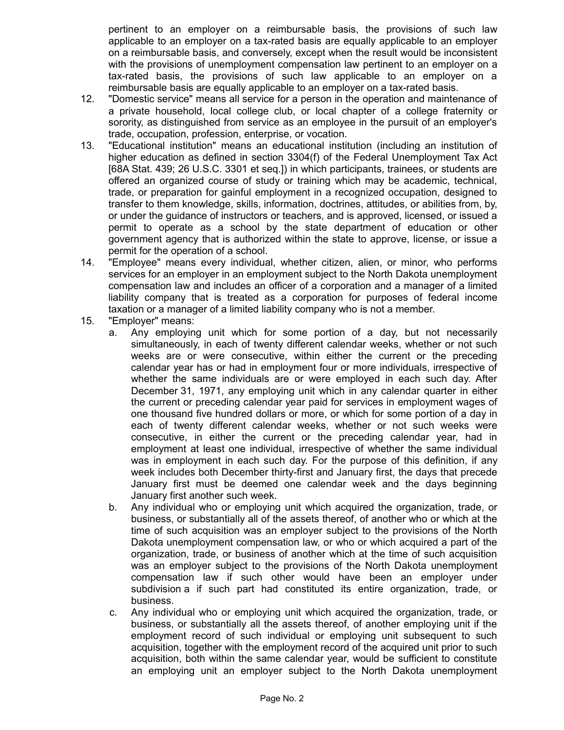pertinent to an employer on a reimbursable basis, the provisions of such law applicable to an employer on a tax-rated basis are equally applicable to an employer on a reimbursable basis, and conversely, except when the result would be inconsistent with the provisions of unemployment compensation law pertinent to an employer on a tax-rated basis, the provisions of such law applicable to an employer on a reimbursable basis are equally applicable to an employer on a tax-rated basis.

12. "Domestic service" means all service for a person in the operation and maintenance of a private household, local college club, or local chapter of a college fraternity or sorority, as distinguished from service as an employee in the pursuit of an employer's trade, occupation, profession, enterprise, or vocation.

13. "Educational institution" means an educational institution (including an institution of higher education as defined in section 3304(f) of the Federal Unemployment Tax Act [68A Stat. 439; 26 U.S.C. 3301 et seq.]) in which participants, trainees, or students are offered an organized course of study or training which may be academic, technical, trade, or preparation for gainful employment in a recognized occupation, designed to transfer to them knowledge, skills, information, doctrines, attitudes, or abilities from, by, or under the guidance of instructors or teachers, and is approved, licensed, or issued a permit to operate as a school by the state department of education or other government agency that is authorized within the state to approve, license, or issue a permit for the operation of a school.

14. "Employee" means every individual, whether citizen, alien, or minor, who performs services for an employer in an employment subject to the North Dakota unemployment compensation law and includes an officer of a corporation and a manager of a limited liability company that is treated as a corporation for purposes of federal income taxation or a manager of a limited liability company who is not a member.

15. "Employer" means:

    a. Any employing unit which for some portion of a day, but not necessarily simultaneously, in each of twenty different calendar weeks, whether or not such weeks are or were consecutive, within either the current or the preceding calendar year has or had in employment four or more individuals, irrespective of whether the same individuals are or were employed in each such day. After December 31, 1971, any employing unit which in any calendar quarter in either the current or preceding calendar year paid for services in employment wages of one thousand five hundred dollars or more, or which for some portion of a day in each of twenty different calendar weeks, whether or not such weeks were consecutive, in either the current or the preceding calendar year, had in employment at least one individual, irrespective of whether the same individual was in employment in each such day. For the purpose of this definition, if any week includes both December thirty-first and January first, the days that precede January first must be deemed one calendar week and the days beginning January first another such week.

    b. Any individual who or employing unit which acquired the organization, trade, or business, or substantially all of the assets thereof, of another who or which at the time of such acquisition was an employer subject to the provisions of the North Dakota unemployment compensation law, or who or which acquired a part of the organization, trade, or business of another which at the time of such acquisition was an employer subject to the provisions of the North Dakota unemployment compensation law if such other would have been an employer under subdivision a if such part had constituted its entire organization, trade, or business.

    c. Any individual who or employing unit which acquired the organization, trade, or business, or substantially all the assets thereof, of another employing unit if the employment record of such individual or employing unit subsequent to such acquisition, together with the employment record of the acquired unit prior to such acquisition, both within the same calendar year, would be sufficient to constitute an employing unit an employer subject to the North Dakota unemployment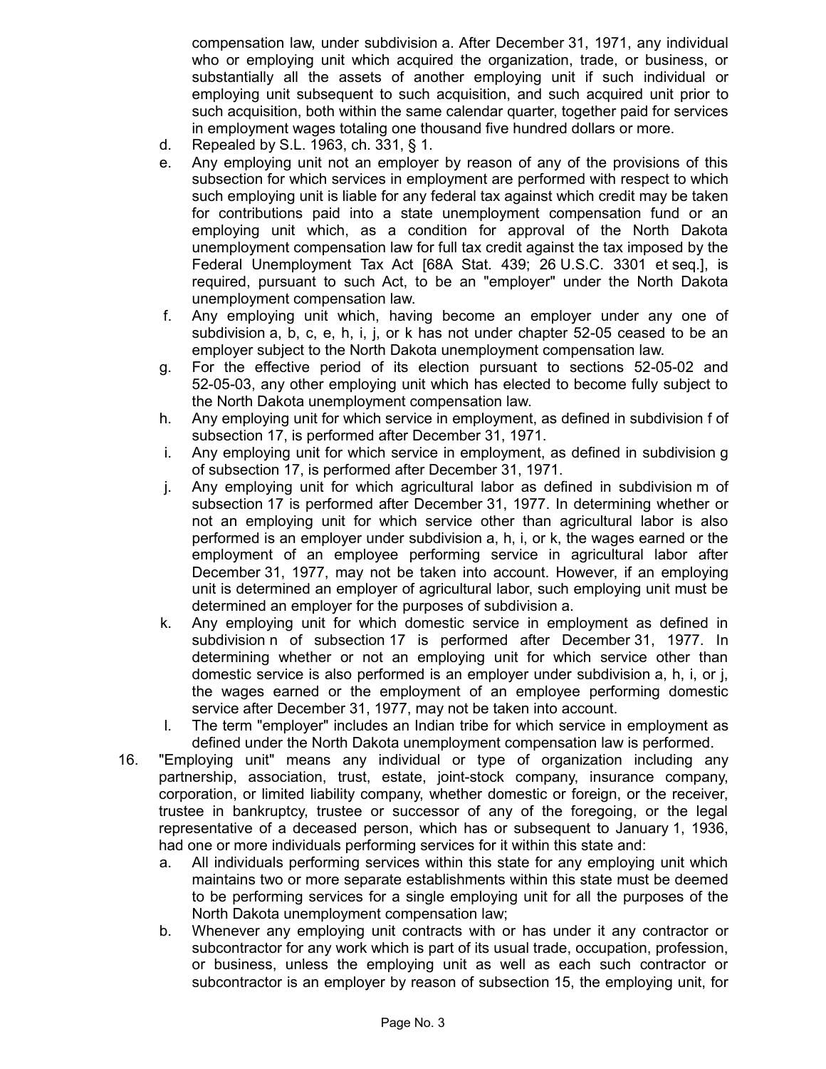compensation law, under subdivision a. After December 31, 1971, any individual who or employing unit which acquired the organization, trade, or business, or substantially all the assets of another employing unit if such individual or employing unit subsequent to such acquisition, and such acquired unit prior to such acquisition, both within the same calendar quarter, together paid for services in employment wages totaling one thousand five hundred dollars or more.

d. Repealed by S.L. 1963, ch. 331, § 1.

e. Any employing unit not an employer by reason of any of the provisions of this subsection for which services in employment are performed with respect to which such employing unit is liable for any federal tax against which credit may be taken for contributions paid into a state unemployment compensation fund or an employing unit which, as a condition for approval of the North Dakota unemployment compensation law for full tax credit against the tax imposed by the Federal Unemployment Tax Act [68A Stat. 439; 26 U.S.C. 3301 et seq.], is required, pursuant to such Act, to be an "employer" under the North Dakota unemployment compensation law.

f. Any employing unit which, having become an employer under any one of subdivision a, b, c, e, h, i, j, or k has not under chapter 52-05 ceased to be an employer subject to the North Dakota unemployment compensation law.

g. For the effective period of its election pursuant to sections 52-05-02 and 52-05-03, any other employing unit which has elected to become fully subject to the North Dakota unemployment compensation law.

h. Any employing unit for which service in employment, as defined in subdivision f of subsection 17, is performed after December 31, 1971.

i. Any employing unit for which service in employment, as defined in subdivision g of subsection 17, is performed after December 31, 1971.

j. Any employing unit for which agricultural labor as defined in subdivision m of subsection 17 is performed after December 31, 1977. In determining whether or not an employing unit for which service other than agricultural labor is also performed is an employer under subdivision a, h, i, or k, the wages earned or the employment of an employee performing service in agricultural labor after December 31, 1977, may not be taken into account. However, if an employing unit is determined an employer of agricultural labor, such employing unit must be determined an employer for the purposes of subdivision a.

k. Any employing unit for which domestic service in employment as defined in subdivision n of subsection 17 is performed after December 31, 1977. In determining whether or not an employing unit for which service other than domestic service is also performed is an employer under subdivision a, h, i, or j, the wages earned or the employment of an employee performing domestic service after December 31, 1977, may not be taken into account.

l. The term "employer" includes an Indian tribe for which service in employment as defined under the North Dakota unemployment compensation law is performed.

16. "Employing unit" means any individual or type of organization including any partnership, association, trust, estate, joint-stock company, insurance company, corporation, or limited liability company, whether domestic or foreign, or the receiver, trustee in bankruptcy, trustee or successor of any of the foregoing, or the legal representative of a deceased person, which has or subsequent to January 1, 1936, had one or more individuals performing services for it within this state and:

    a. All individuals performing services within this state for any employing unit which maintains two or more separate establishments within this state must be deemed to be performing services for a single employing unit for all the purposes of the North Dakota unemployment compensation law;

    b. Whenever any employing unit contracts with or has under it any contractor or subcontractor for any work which is part of its usual trade, occupation, profession, or business, unless the employing unit as well as each such contractor or subcontractor is an employer by reason of subsection 15, the employing unit, for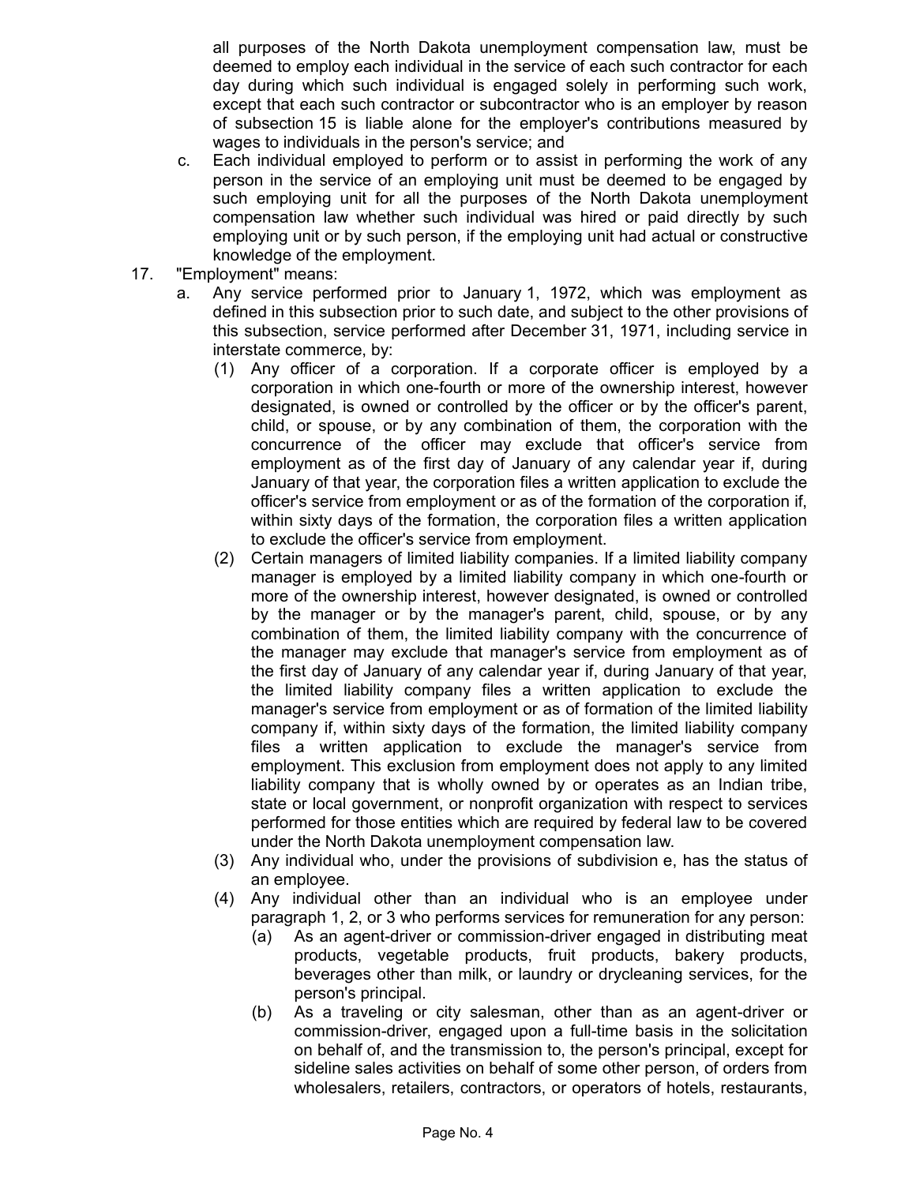all purposes of the North Dakota unemployment compensation law, must be deemed to employ each individual in the service of each such contractor for each day during which such individual is engaged solely in performing such work, except that each such contractor or subcontractor who is an employer by reason of subsection 15 is liable alone for the employer's contributions measured by wages to individuals in the person's service; and

c. Each individual employed to perform or to assist in performing the work of any person in the service of an employing unit must be deemed to be engaged by such employing unit for all the purposes of the North Dakota unemployment compensation law whether such individual was hired or paid directly by such employing unit or by such person, if the employing unit had actual or constructive knowledge of the employment.

17. "Employment" means:

a. Any service performed prior to January 1, 1972, which was employment as defined in this subsection prior to such date, and subject to the other provisions of this subsection, service performed after December 31, 1971, including service in interstate commerce, by:

(1) Any officer of a corporation. If a corporate officer is employed by a corporation in which one-fourth or more of the ownership interest, however designated, is owned or controlled by the officer or by the officer's parent, child, or spouse, or by any combination of them, the corporation with the concurrence of the officer may exclude that officer's service from employment as of the first day of January of any calendar year if, during January of that year, the corporation files a written application to exclude the officer's service from employment or as of the formation of the corporation if, within sixty days of the formation, the corporation files a written application to exclude the officer's service from employment.

(2) Certain managers of limited liability companies. If a limited liability company manager is employed by a limited liability company in which one-fourth or more of the ownership interest, however designated, is owned or controlled by the manager or by the manager's parent, child, spouse, or by any combination of them, the limited liability company with the concurrence of the manager may exclude that manager's service from employment as of the first day of January of any calendar year if, during January of that year, the limited liability company files a written application to exclude the manager's service from employment or as of formation of the limited liability company if, within sixty days of the formation, the limited liability company files a written application to exclude the manager's service from employment. This exclusion from employment does not apply to any limited liability company that is wholly owned by or operates as an Indian tribe, state or local government, or nonprofit organization with respect to services performed for those entities which are required by federal law to be covered under the North Dakota unemployment compensation law.

(3) Any individual who, under the provisions of subdivision e, has the status of an employee.

(4) Any individual other than an individual who is an employee under paragraph 1, 2, or 3 who performs services for remuneration for any person:

(a) As an agent-driver or commission-driver engaged in distributing meat products, vegetable products, fruit products, bakery products, beverages other than milk, or laundry or drycleaning services, for the person's principal.

(b) As a traveling or city salesman, other than as an agent-driver or commission-driver, engaged upon a full-time basis in the solicitation on behalf of, and the transmission to, the person's principal, except for sideline sales activities on behalf of some other person, of orders from wholesalers, retailers, contractors, or operators of hotels, restaurants,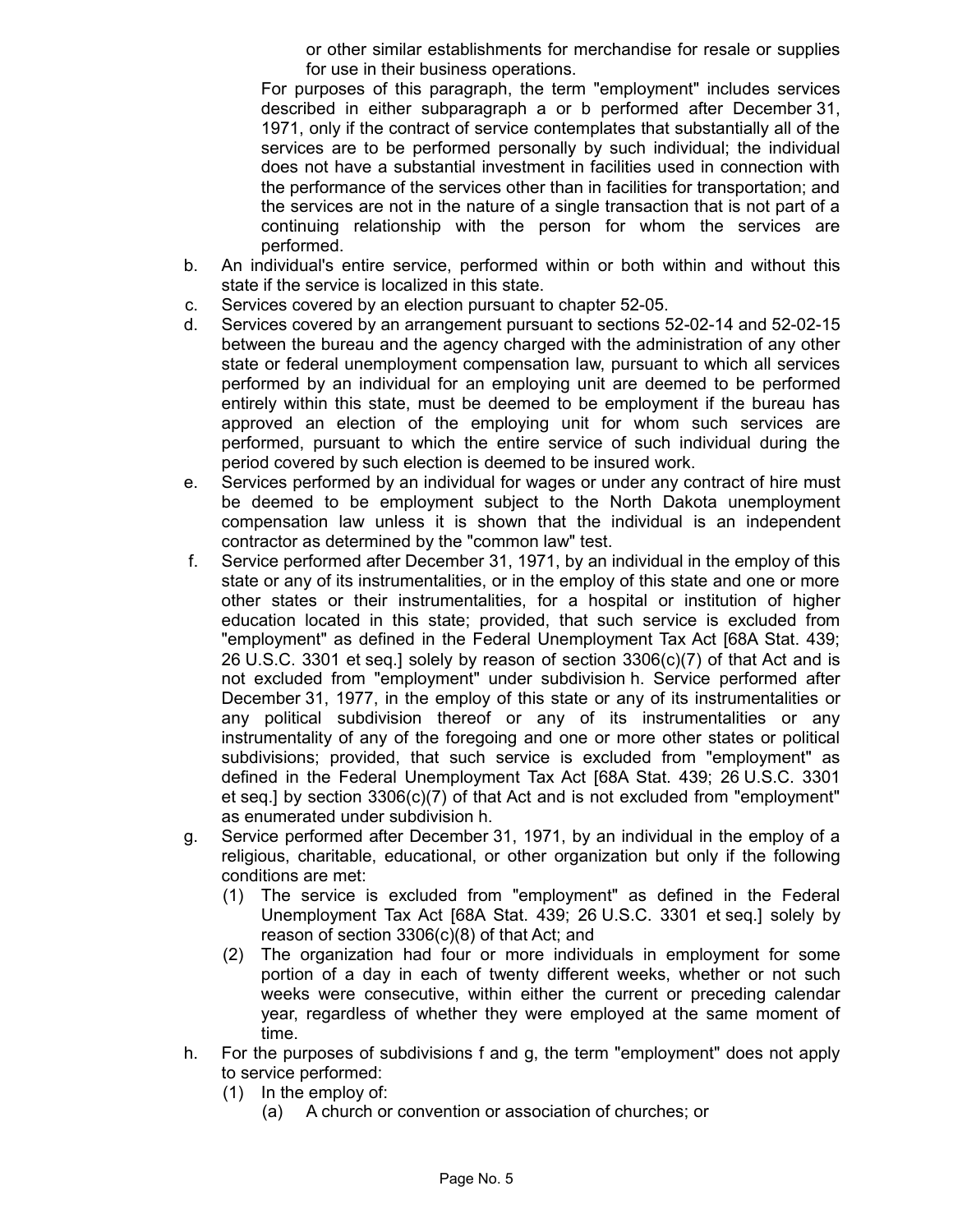or other similar establishments for merchandise for resale or supplies for use in their business operations.

For purposes of this paragraph, the term "employment" includes services described in either subparagraph a or b performed after December 31, 1971, only if the contract of service contemplates that substantially all of the services are to be performed personally by such individual; the individual does not have a substantial investment in facilities used in connection with the performance of the services other than in facilities for transportation; and the services are not in the nature of a single transaction that is not part of a continuing relationship with the person for whom the services are performed.

b. An individual's entire service, performed within or both within and without this state if the service is localized in this state.

c. Services covered by an election pursuant to chapter 52-05.

d. Services covered by an arrangement pursuant to sections 52-02-14 and 52-02-15 between the bureau and the agency charged with the administration of any other state or federal unemployment compensation law, pursuant to which all services performed by an individual for an employing unit are deemed to be performed entirely within this state, must be deemed to be employment if the bureau has approved an election of the employing unit for whom such services are performed, pursuant to which the entire service of such individual during the period covered by such election is deemed to be insured work.

e. Services performed by an individual for wages or under any contract of hire must be deemed to be employment subject to the North Dakota unemployment compensation law unless it is shown that the individual is an independent contractor as determined by the "common law" test.

f. Service performed after December 31, 1971, by an individual in the employ of this state or any of its instrumentalities, or in the employ of this state and one or more other states or their instrumentalities, for a hospital or institution of higher education located in this state; provided, that such service is excluded from "employment" as defined in the Federal Unemployment Tax Act [68A Stat. 439; 26 U.S.C. 3301 et seq.] solely by reason of section 3306(c)(7) of that Act and is not excluded from "employment" under subdivision h. Service performed after December 31, 1977, in the employ of this state or any of its instrumentalities or any political subdivision thereof or any of its instrumentalities or any instrumentality of any of the foregoing and one or more other states or political subdivisions; provided, that such service is excluded from "employment" as defined in the Federal Unemployment Tax Act [68A Stat. 439; 26 U.S.C. 3301 et seq.] by section 3306(c)(7) of that Act and is not excluded from "employment" as enumerated under subdivision h.

g. Service performed after December 31, 1971, by an individual in the employ of a religious, charitable, educational, or other organization but only if the following conditions are met:

   (1) The service is excluded from "employment" as defined in the Federal Unemployment Tax Act [68A Stat. 439; 26 U.S.C. 3301 et seq.] solely by reason of section 3306(c)(8) of that Act; and

   (2) The organization had four or more individuals in employment for some portion of a day in each of twenty different weeks, whether or not such weeks were consecutive, within either the current or preceding calendar year, regardless of whether they were employed at the same moment of time.

h. For the purposes of subdivisions f and g, the term "employment" does not apply to service performed:

   (1) In the employ of:

      (a) A church or convention or association of churches; or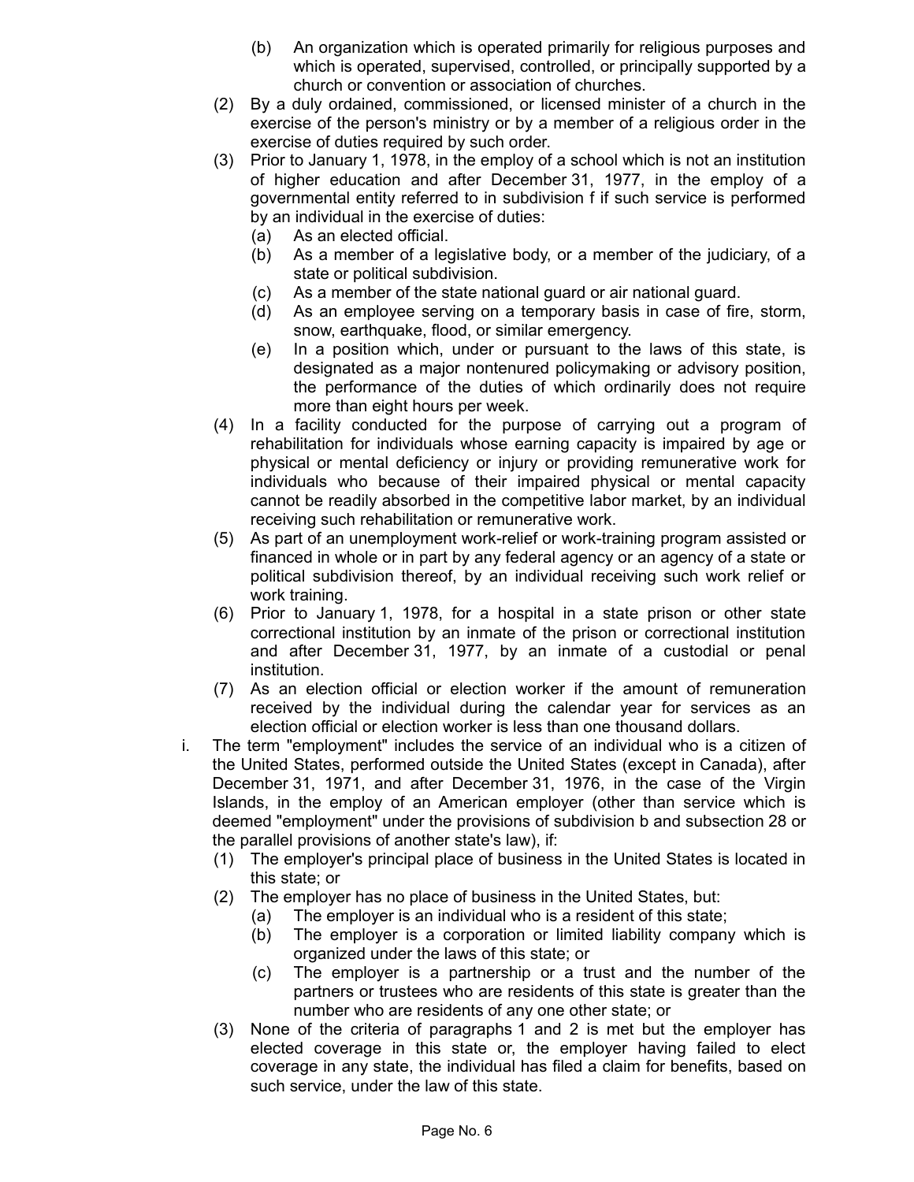(b) An organization which is operated primarily for religious purposes and which is operated, supervised, controlled, or principally supported by a church or convention or association of churches.

  (2) By a duly ordained, commissioned, or licensed minister of a church in the exercise of the person's ministry or by a member of a religious order in the exercise of duties required by such order.

  (3) Prior to January 1, 1978, in the employ of a school which is not an institution of higher education and after December 31, 1977, in the employ of a governmental entity referred to in subdivision f if such service is performed by an individual in the exercise of duties:

    (a) As an elected official.

    (b) As a member of a legislative body, or a member of the judiciary, of a state or political subdivision.

    (c) As a member of the state national guard or air national guard.

    (d) As an employee serving on a temporary basis in case of fire, storm, snow, earthquake, flood, or similar emergency.

    (e) In a position which, under or pursuant to the laws of this state, is designated as a major nontenured policymaking or advisory position, the performance of the duties of which ordinarily does not require more than eight hours per week.

  (4) In a facility conducted for the purpose of carrying out a program of rehabilitation for individuals whose earning capacity is impaired by age or physical or mental deficiency or injury or providing remunerative work for individuals who because of their impaired physical or mental capacity cannot be readily absorbed in the competitive labor market, by an individual receiving such rehabilitation or remunerative work.

  (5) As part of an unemployment work-relief or work-training program assisted or financed in whole or in part by any federal agency or an agency of a state or political subdivision thereof, by an individual receiving such work relief or work training.

  (6) Prior to January 1, 1978, for a hospital in a state prison or other state correctional institution by an inmate of the prison or correctional institution and after December 31, 1977, by an inmate of a custodial or penal institution.

  (7) As an election official or election worker if the amount of remuneration received by the individual during the calendar year for services as an election official or election worker is less than one thousand dollars.

i. The term "employment" includes the service of an individual who is a citizen of the United States, performed outside the United States (except in Canada), after December 31, 1971, and after December 31, 1976, in the case of the Virgin Islands, in the employ of an American employer (other than service which is deemed "employment" under the provisions of subdivision b and subsection 28 or the parallel provisions of another state's law), if:

  (1) The employer's principal place of business in the United States is located in this state; or

  (2) The employer has no place of business in the United States, but:

    (a) The employer is an individual who is a resident of this state;

    (b) The employer is a corporation or limited liability company which is organized under the laws of this state; or

    (c) The employer is a partnership or a trust and the number of the partners or trustees who are residents of this state is greater than the number who are residents of any one other state; or

  (3) None of the criteria of paragraphs 1 and 2 is met but the employer has elected coverage in this state or, the employer having failed to elect coverage in any state, the individual has filed a claim for benefits, based on such service, under the law of this state.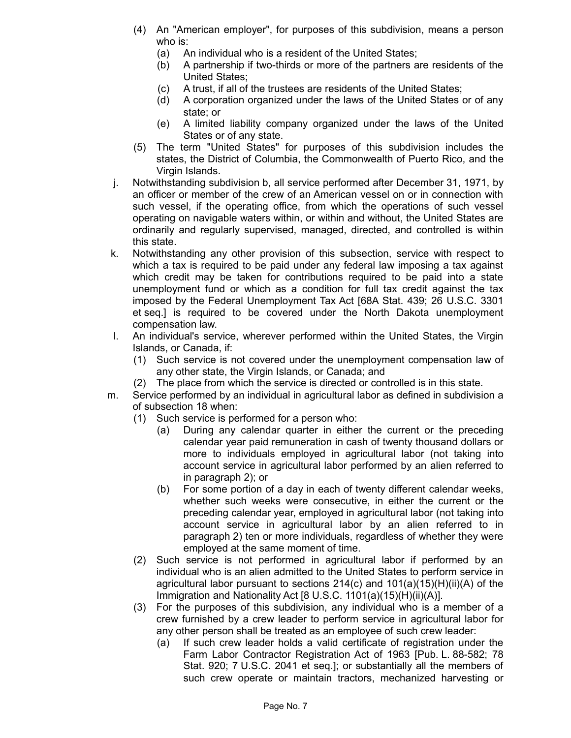(4) An "American employer", for purposes of this subdivision, means a person who is:

   (a) An individual who is a resident of the United States;

   (b) A partnership if two-thirds or more of the partners are residents of the United States;

   (c) A trust, if all of the trustees are residents of the United States;

   (d) A corporation organized under the laws of the United States or of any state; or

   (e) A limited liability company organized under the laws of the United States or of any state.

(5) The term "United States" for purposes of this subdivision includes the states, the District of Columbia, the Commonwealth of Puerto Rico, and the Virgin Islands.

j. Notwithstanding subdivision b, all service performed after December 31, 1971, by an officer or member of the crew of an American vessel on or in connection with such vessel, if the operating office, from which the operations of such vessel operating on navigable waters within, or within and without, the United States are ordinarily and regularly supervised, managed, directed, and controlled is within this state.

k. Notwithstanding any other provision of this subsection, service with respect to which a tax is required to be paid under any federal law imposing a tax against which credit may be taken for contributions required to be paid into a state unemployment fund or which as a condition for full tax credit against the tax imposed by the Federal Unemployment Tax Act [68A Stat. 439; 26 U.S.C. 3301 et seq.] is required to be covered under the North Dakota unemployment compensation law.

l. An individual's service, wherever performed within the United States, the Virgin Islands, or Canada, if:

   (1) Such service is not covered under the unemployment compensation law of any other state, the Virgin Islands, or Canada; and

   (2) The place from which the service is directed or controlled is in this state.

m. Service performed by an individual in agricultural labor as defined in subdivision a of subsection 18 when:

   (1) Such service is performed for a person who:

      (a) During any calendar quarter in either the current or the preceding calendar year paid remuneration in cash of twenty thousand dollars or more to individuals employed in agricultural labor (not taking into account service in agricultural labor performed by an alien referred to in paragraph 2); or

      (b) For some portion of a day in each of twenty different calendar weeks, whether such weeks were consecutive, in either the current or the preceding calendar year, employed in agricultural labor (not taking into account service in agricultural labor by an alien referred to in paragraph 2) ten or more individuals, regardless of whether they were employed at the same moment of time.

   (2) Such service is not performed in agricultural labor if performed by an individual who is an alien admitted to the United States to perform service in agricultural labor pursuant to sections 214(c) and 101(a)(15)(H)(ii)(A) of the Immigration and Nationality Act [8 U.S.C. 1101(a)(15)(H)(ii)(A)].

   (3) For the purposes of this subdivision, any individual who is a member of a crew furnished by a crew leader to perform service in agricultural labor for any other person shall be treated as an employee of such crew leader:

      (a) If such crew leader holds a valid certificate of registration under the Farm Labor Contractor Registration Act of 1963 [Pub. L. 88-582; 78 Stat. 920; 7 U.S.C. 2041 et seq.]; or substantially all the members of such crew operate or maintain tractors, mechanized harvesting or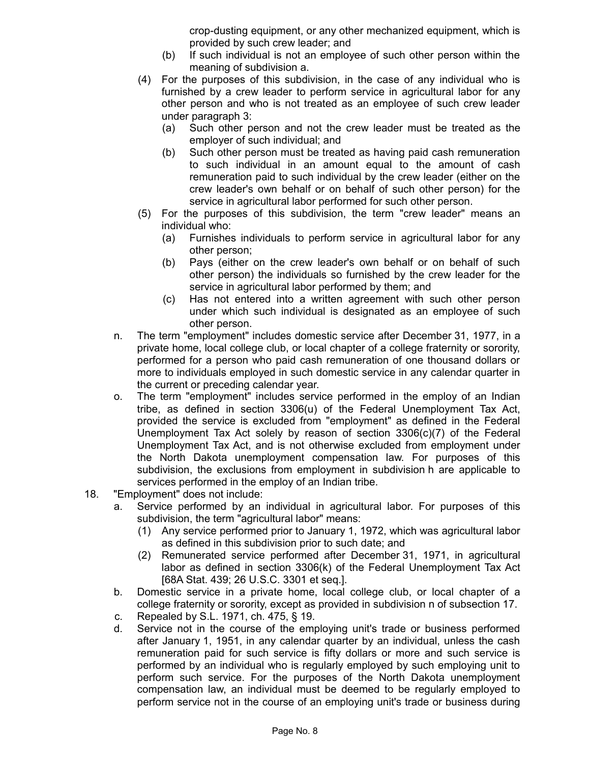crop-dusting equipment, or any other mechanized equipment, which is provided by such crew leader; and

(b) If such individual is not an employee of such other person within the meaning of subdivision a.

(4) For the purposes of this subdivision, in the case of any individual who is furnished by a crew leader to perform service in agricultural labor for any other person and who is not treated as an employee of such crew leader under paragraph 3:

(a) Such other person and not the crew leader must be treated as the employer of such individual; and

(b) Such other person must be treated as having paid cash remuneration to such individual in an amount equal to the amount of cash remuneration paid to such individual by the crew leader (either on the crew leader's own behalf or on behalf of such other person) for the service in agricultural labor performed for such other person.

(5) For the purposes of this subdivision, the term "crew leader" means an individual who:

(a) Furnishes individuals to perform service in agricultural labor for any other person;

(b) Pays (either on the crew leader's own behalf or on behalf of such other person) the individuals so furnished by the crew leader for the service in agricultural labor performed by them; and

(c) Has not entered into a written agreement with such other person under which such individual is designated as an employee of such other person.

n. The term "employment" includes domestic service after December 31, 1977, in a private home, local college club, or local chapter of a college fraternity or sorority, performed for a person who paid cash remuneration of one thousand dollars or more to individuals employed in such domestic service in any calendar quarter in the current or preceding calendar year.

o. The term "employment" includes service performed in the employ of an Indian tribe, as defined in section 3306(u) of the Federal Unemployment Tax Act, provided the service is excluded from "employment" as defined in the Federal Unemployment Tax Act solely by reason of section 3306(c)(7) of the Federal Unemployment Tax Act, and is not otherwise excluded from employment under the North Dakota unemployment compensation law. For purposes of this subdivision, the exclusions from employment in subdivision h are applicable to services performed in the employ of an Indian tribe.

18. "Employment" does not include:

a. Service performed by an individual in agricultural labor. For purposes of this subdivision, the term "agricultural labor" means:

(1) Any service performed prior to January 1, 1972, which was agricultural labor as defined in this subdivision prior to such date; and

(2) Remunerated service performed after December 31, 1971, in agricultural labor as defined in section 3306(k) of the Federal Unemployment Tax Act [68A Stat. 439; 26 U.S.C. 3301 et seq.].

b. Domestic service in a private home, local college club, or local chapter of a college fraternity or sorority, except as provided in subdivision n of subsection 17.

c. Repealed by S.L. 1971, ch. 475, § 19.

d. Service not in the course of the employing unit's trade or business performed after January 1, 1951, in any calendar quarter by an individual, unless the cash remuneration paid for such service is fifty dollars or more and such service is performed by an individual who is regularly employed by such employing unit to perform such service. For the purposes of the North Dakota unemployment compensation law, an individual must be deemed to be regularly employed to perform service not in the course of an employing unit's trade or business during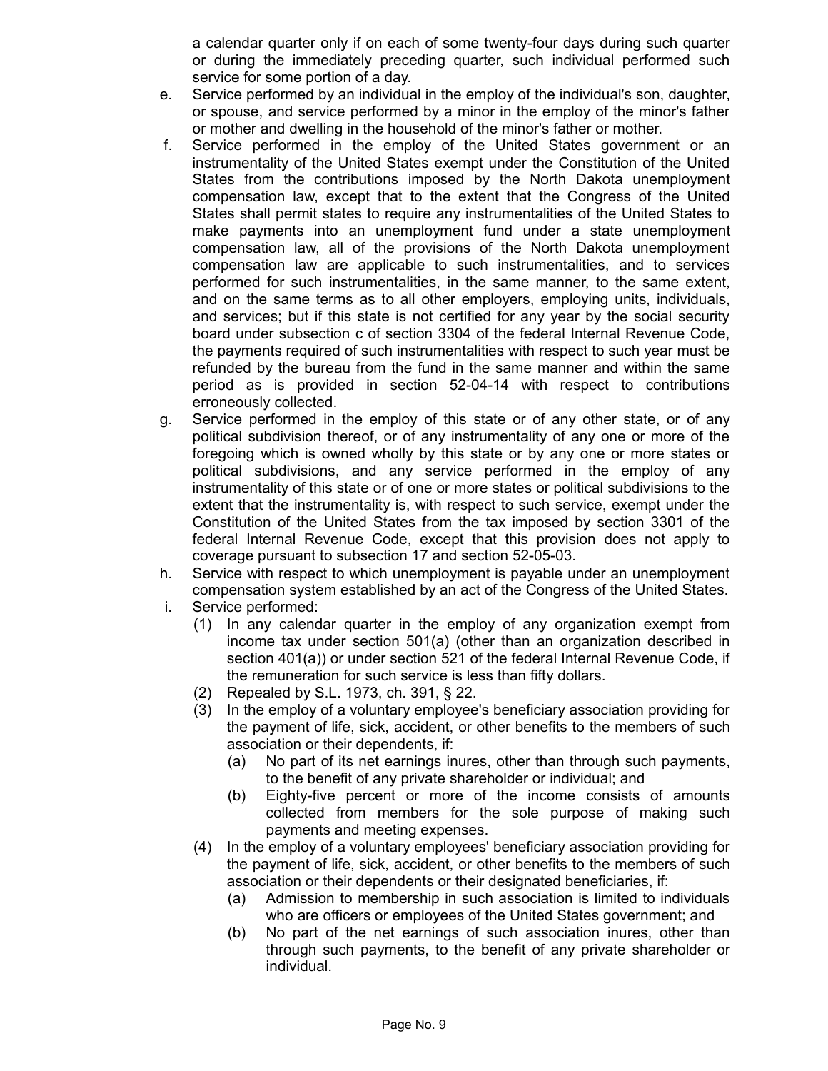a calendar quarter only if on each of some twenty-four days during such quarter or during the immediately preceding quarter, such individual performed such service for some portion of a day.

e. Service performed by an individual in the employ of the individual's son, daughter, or spouse, and service performed by a minor in the employ of the minor's father or mother and dwelling in the household of the minor's father or mother.

f. Service performed in the employ of the United States government or an instrumentality of the United States exempt under the Constitution of the United States from the contributions imposed by the North Dakota unemployment compensation law, except that to the extent that the Congress of the United States shall permit states to require any instrumentalities of the United States to make payments into an unemployment fund under a state unemployment compensation law, all of the provisions of the North Dakota unemployment compensation law are applicable to such instrumentalities, and to services performed for such instrumentalities, in the same manner, to the same extent, and on the same terms as to all other employers, employing units, individuals, and services; but if this state is not certified for any year by the social security board under subsection c of section 3304 of the federal Internal Revenue Code, the payments required of such instrumentalities with respect to such year must be refunded by the bureau from the fund in the same manner and within the same period as is provided in section 52-04-14 with respect to contributions erroneously collected.

g. Service performed in the employ of this state or of any other state, or of any political subdivision thereof, or of any instrumentality of any one or more of the foregoing which is owned wholly by this state or by any one or more states or political subdivisions, and any service performed in the employ of any instrumentality of this state or of one or more states or political subdivisions to the extent that the instrumentality is, with respect to such service, exempt under the Constitution of the United States from the tax imposed by section 3301 of the federal Internal Revenue Code, except that this provision does not apply to coverage pursuant to subsection 17 and section 52-05-03.

h. Service with respect to which unemployment is payable under an unemployment compensation system established by an act of the Congress of the United States.

i. Service performed:

   (1) In any calendar quarter in the employ of any organization exempt from income tax under section 501(a) (other than an organization described in section 401(a)) or under section 521 of the federal Internal Revenue Code, if the remuneration for such service is less than fifty dollars.

   (2) Repealed by S.L. 1973, ch. 391, § 22.

   (3) In the employ of a voluntary employee's beneficiary association providing for the payment of life, sick, accident, or other benefits to the members of such association or their dependents, if:

      (a) No part of its net earnings inures, other than through such payments, to the benefit of any private shareholder or individual; and

      (b) Eighty-five percent or more of the income consists of amounts collected from members for the sole purpose of making such payments and meeting expenses.

   (4) In the employ of a voluntary employees' beneficiary association providing for the payment of life, sick, accident, or other benefits to the members of such association or their dependents or their designated beneficiaries, if:

      (a) Admission to membership in such association is limited to individuals who are officers or employees of the United States government; and

      (b) No part of the net earnings of such association inures, other than through such payments, to the benefit of any private shareholder or individual.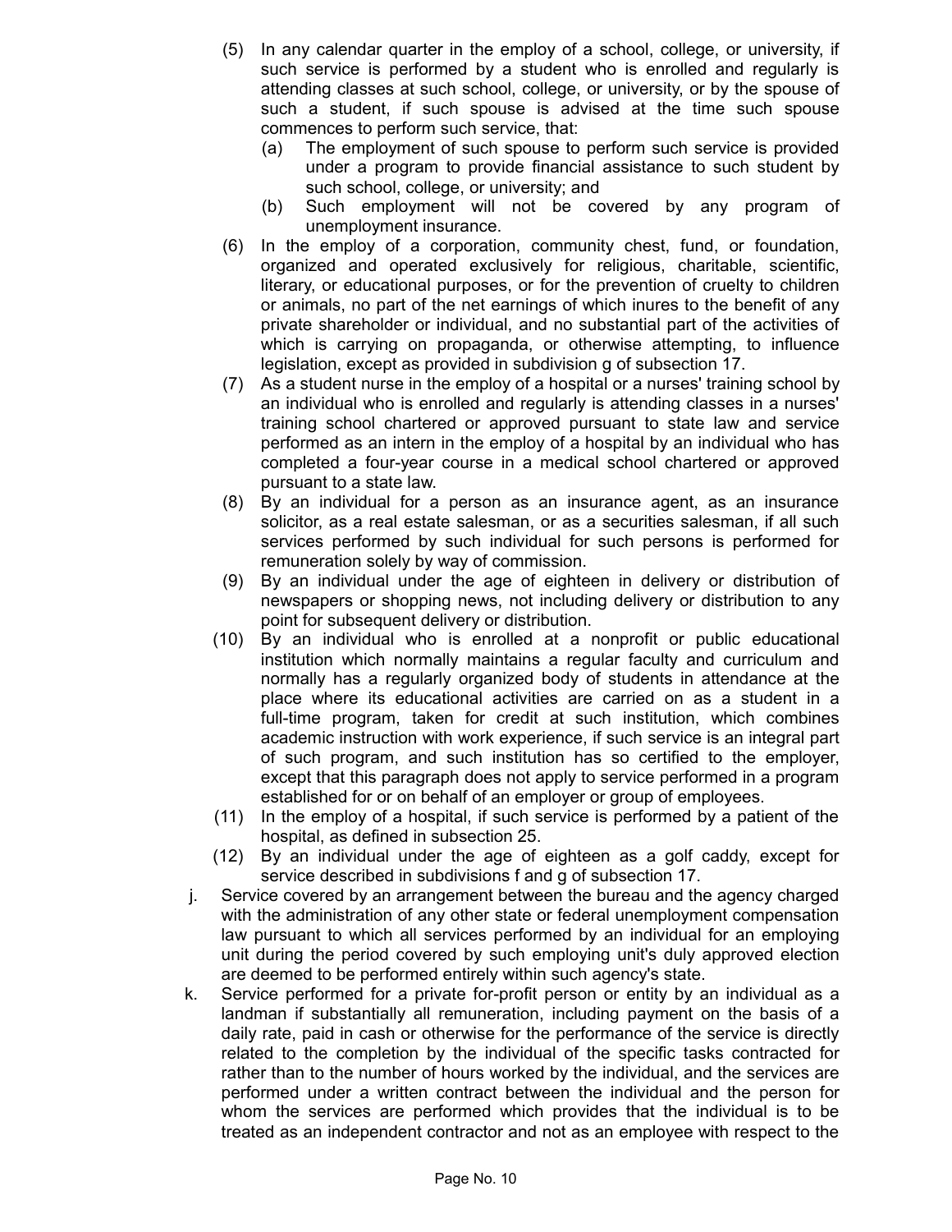(5) In any calendar quarter in the employ of a school, college, or university, if such service is performed by a student who is enrolled and regularly is attending classes at such school, college, or university, or by the spouse of such a student, if such spouse is advised at the time such spouse commences to perform such service, that:

   (a) The employment of such spouse to perform such service is provided under a program to provide financial assistance to such student by such school, college, or university; and

   (b) Such employment will not be covered by any program of unemployment insurance.

(6) In the employ of a corporation, community chest, fund, or foundation, organized and operated exclusively for religious, charitable, scientific, literary, or educational purposes, or for the prevention of cruelty to children or animals, no part of the net earnings of which inures to the benefit of any private shareholder or individual, and no substantial part of the activities of which is carrying on propaganda, or otherwise attempting, to influence legislation, except as provided in subdivision g of subsection 17.

(7) As a student nurse in the employ of a hospital or a nurses' training school by an individual who is enrolled and regularly is attending classes in a nurses' training school chartered or approved pursuant to state law and service performed as an intern in the employ of a hospital by an individual who has completed a four-year course in a medical school chartered or approved pursuant to a state law.

(8) By an individual for a person as an insurance agent, as an insurance solicitor, as a real estate salesman, or as a securities salesman, if all such services performed by such individual for such persons is performed for remuneration solely by way of commission.

(9) By an individual under the age of eighteen in delivery or distribution of newspapers or shopping news, not including delivery or distribution to any point for subsequent delivery or distribution.

(10) By an individual who is enrolled at a nonprofit or public educational institution which normally maintains a regular faculty and curriculum and normally has a regularly organized body of students in attendance at the place where its educational activities are carried on as a student in a full-time program, taken for credit at such institution, which combines academic instruction with work experience, if such service is an integral part of such program, and such institution has so certified to the employer, except that this paragraph does not apply to service performed in a program established for or on behalf of an employer or group of employees.

(11) In the employ of a hospital, if such service is performed by a patient of the hospital, as defined in subsection 25.

(12) By an individual under the age of eighteen as a golf caddy, except for service described in subdivisions f and g of subsection 17.

j. Service covered by an arrangement between the bureau and the agency charged with the administration of any other state or federal unemployment compensation law pursuant to which all services performed by an individual for an employing unit during the period covered by such employing unit's duly approved election are deemed to be performed entirely within such agency's state.

k. Service performed for a private for-profit person or entity by an individual as a landman if substantially all remuneration, including payment on the basis of a daily rate, paid in cash or otherwise for the performance of the service is directly related to the completion by the individual of the specific tasks contracted for rather than to the number of hours worked by the individual, and the services are performed under a written contract between the individual and the person for whom the services are performed which provides that the individual is to be treated as an independent contractor and not as an employee with respect to the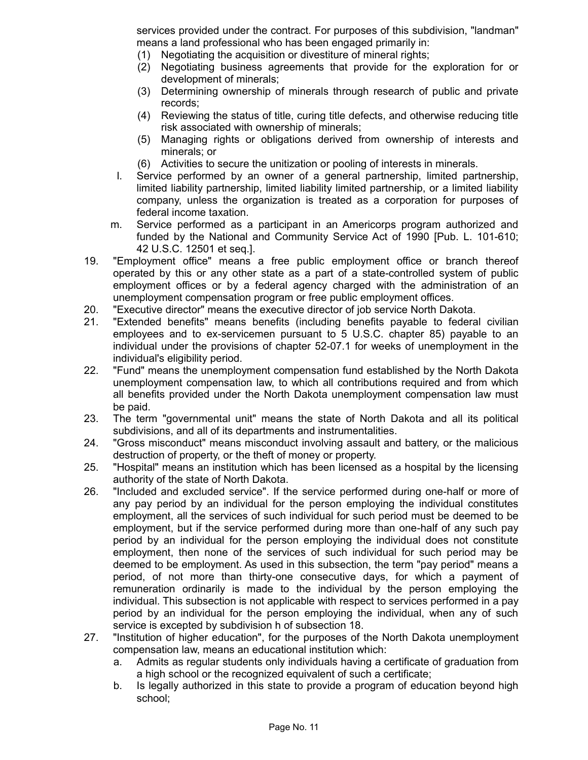services provided under the contract. For purposes of this subdivision, "landman" means a land professional who has been engaged primarily in:

(1) Negotiating the acquisition or divestiture of mineral rights;
(2) Negotiating business agreements that provide for the exploration for or development of minerals;
(3) Determining ownership of minerals through research of public and private records;
(4) Reviewing the status of title, curing title defects, and otherwise reducing title risk associated with ownership of minerals;
(5) Managing rights or obligations derived from ownership of interests and minerals; or
(6) Activities to secure the unitization or pooling of interests in minerals.

l. Service performed by an owner of a general partnership, limited partnership, limited liability partnership, limited liability limited partnership, or a limited liability company, unless the organization is treated as a corporation for purposes of federal income taxation.

m. Service performed as a participant in an Americorps program authorized and funded by the National and Community Service Act of 1990 [Pub. L. 101-610; 42 U.S.C. 12501 et seq.].

19. "Employment office" means a free public employment office or branch thereof operated by this or any other state as a part of a state-controlled system of public employment offices or by a federal agency charged with the administration of an unemployment compensation program or free public employment offices.

20. "Executive director" means the executive director of job service North Dakota.

21. "Extended benefits" means benefits (including benefits payable to federal civilian employees and to ex-servicemen pursuant to 5 U.S.C. chapter 85) payable to an individual under the provisions of chapter 52-07.1 for weeks of unemployment in the individual's eligibility period.

22. "Fund" means the unemployment compensation fund established by the North Dakota unemployment compensation law, to which all contributions required and from which all benefits provided under the North Dakota unemployment compensation law must be paid.

23. The term "governmental unit" means the state of North Dakota and all its political subdivisions, and all of its departments and instrumentalities.

24. "Gross misconduct" means misconduct involving assault and battery, or the malicious destruction of property, or the theft of money or property.

25. "Hospital" means an institution which has been licensed as a hospital by the licensing authority of the state of North Dakota.

26. "Included and excluded service". If the service performed during one-half or more of any pay period by an individual for the person employing the individual constitutes employment, all the services of such individual for such period must be deemed to be employment, but if the service performed during more than one-half of any such pay period by an individual for the person employing the individual does not constitute employment, then none of the services of such individual for such period may be deemed to be employment. As used in this subsection, the term "pay period" means a period, of not more than thirty-one consecutive days, for which a payment of remuneration ordinarily is made to the individual by the person employing the individual. This subsection is not applicable with respect to services performed in a pay period by an individual for the person employing the individual, when any of such service is excepted by subdivision h of subsection 18.

27. "Institution of higher education", for the purposes of the North Dakota unemployment compensation law, means an educational institution which:

a. Admits as regular students only individuals having a certificate of graduation from a high school or the recognized equivalent of such a certificate;
b. Is legally authorized in this state to provide a program of education beyond high school;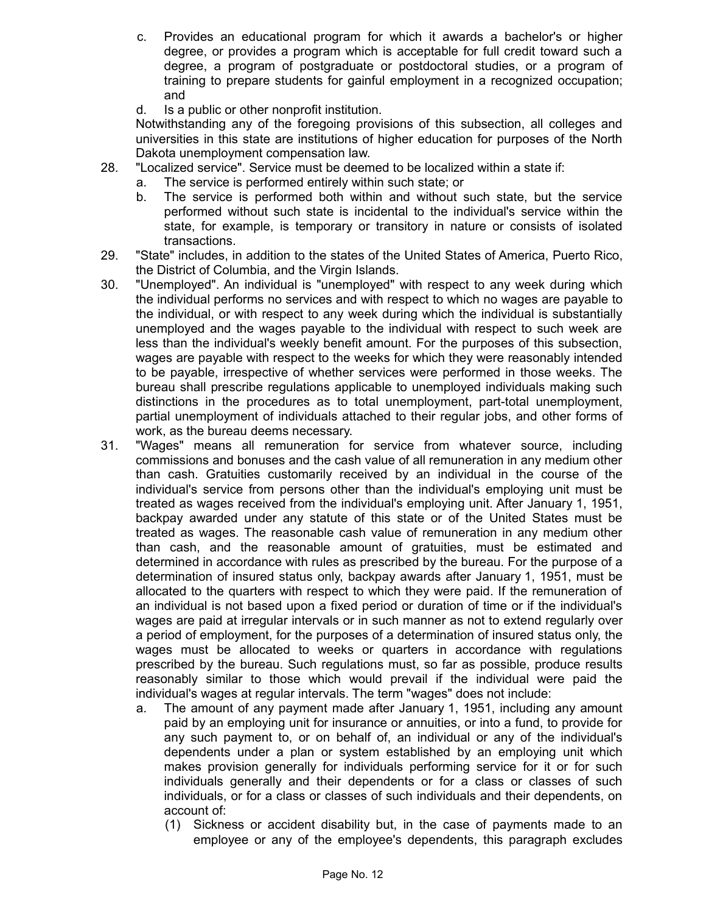c. Provides an educational program for which it awards a bachelor's or higher degree, or provides a program which is acceptable for full credit toward such a degree, a program of postgraduate or postdoctoral studies, or a program of training to prepare students for gainful employment in a recognized occupation; and

d. Is a public or other nonprofit institution.

Notwithstanding any of the foregoing provisions of this subsection, all colleges and universities in this state are institutions of higher education for purposes of the North Dakota unemployment compensation law.

28. "Localized service". Service must be deemed to be localized within a state if:

    a. The service is performed entirely within such state; or

    b. The service is performed both within and without such state, but the service performed without such state is incidental to the individual's service within the state, for example, is temporary or transitory in nature or consists of isolated transactions.

29. "State" includes, in addition to the states of the United States of America, Puerto Rico, the District of Columbia, and the Virgin Islands.

30. "Unemployed". An individual is "unemployed" with respect to any week during which the individual performs no services and with respect to which no wages are payable to the individual, or with respect to any week during which the individual is substantially unemployed and the wages payable to the individual with respect to such week are less than the individual's weekly benefit amount. For the purposes of this subsection, wages are payable with respect to the weeks for which they were reasonably intended to be payable, irrespective of whether services were performed in those weeks. The bureau shall prescribe regulations applicable to unemployed individuals making such distinctions in the procedures as to total unemployment, part-total unemployment, partial unemployment of individuals attached to their regular jobs, and other forms of work, as the bureau deems necessary.

31. "Wages" means all remuneration for service from whatever source, including commissions and bonuses and the cash value of all remuneration in any medium other than cash. Gratuities customarily received by an individual in the course of the individual's service from persons other than the individual's employing unit must be treated as wages received from the individual's employing unit. After January 1, 1951, backpay awarded under any statute of this state or of the United States must be treated as wages. The reasonable cash value of remuneration in any medium other than cash, and the reasonable amount of gratuities, must be estimated and determined in accordance with rules as prescribed by the bureau. For the purpose of a determination of insured status only, backpay awards after January 1, 1951, must be allocated to the quarters with respect to which they were paid. If the remuneration of an individual is not based upon a fixed period or duration of time or if the individual's wages are paid at irregular intervals or in such manner as not to extend regularly over a period of employment, for the purposes of a determination of insured status only, the wages must be allocated to weeks or quarters in accordance with regulations prescribed by the bureau. Such regulations must, so far as possible, produce results reasonably similar to those which would prevail if the individual were paid the individual's wages at regular intervals. The term "wages" does not include:

    a. The amount of any payment made after January 1, 1951, including any amount paid by an employing unit for insurance or annuities, or into a fund, to provide for any such payment to, or on behalf of, an individual or any of the individual's dependents under a plan or system established by an employing unit which makes provision generally for individuals performing service for it or for such individuals generally and their dependents or for a class or classes of such individuals, or for a class or classes of such individuals and their dependents, on account of:

        (1) Sickness or accident disability but, in the case of payments made to an employee or any of the employee's dependents, this paragraph excludes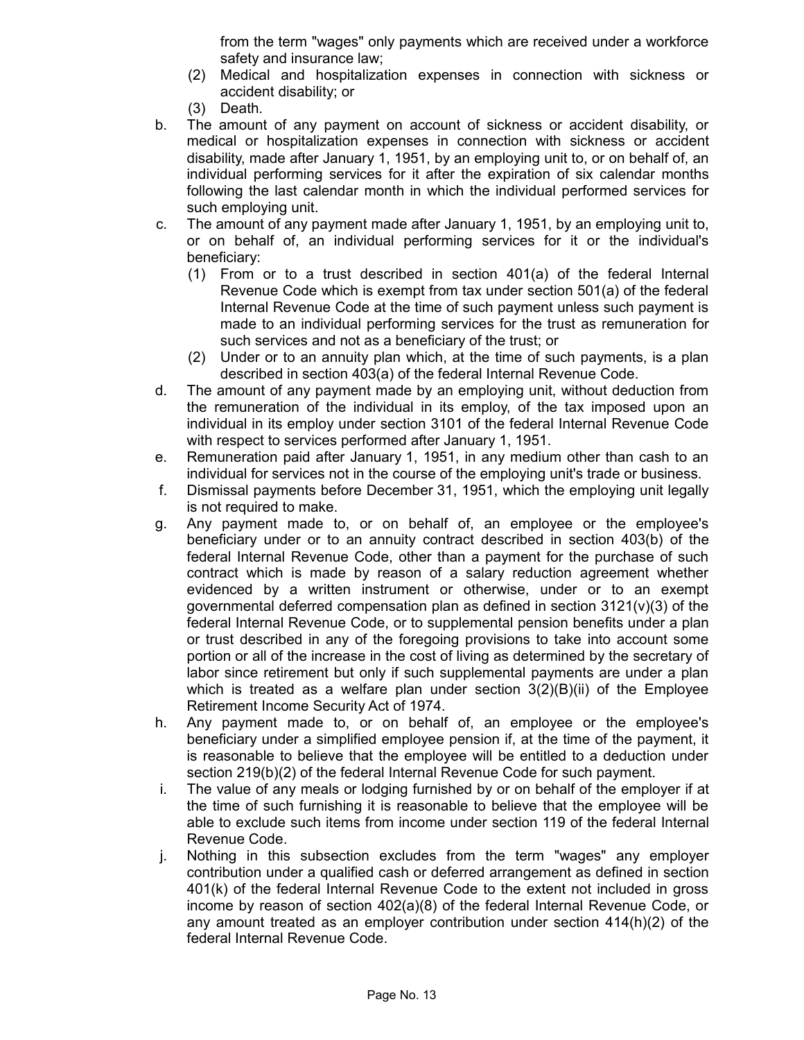from the term "wages" only payments which are received under a workforce safety and insurance law;

(2) Medical and hospitalization expenses in connection with sickness or accident disability; or

(3) Death.

b. The amount of any payment on account of sickness or accident disability, or medical or hospitalization expenses in connection with sickness or accident disability, made after January 1, 1951, by an employing unit to, or on behalf of, an individual performing services for it after the expiration of six calendar months following the last calendar month in which the individual performed services for such employing unit.

c. The amount of any payment made after January 1, 1951, by an employing unit to, or on behalf of, an individual performing services for it or the individual's beneficiary:

(1) From or to a trust described in section 401(a) of the federal Internal Revenue Code which is exempt from tax under section 501(a) of the federal Internal Revenue Code at the time of such payment unless such payment is made to an individual performing services for the trust as remuneration for such services and not as a beneficiary of the trust; or

(2) Under or to an annuity plan which, at the time of such payments, is a plan described in section 403(a) of the federal Internal Revenue Code.

d. The amount of any payment made by an employing unit, without deduction from the remuneration of the individual in its employ, of the tax imposed upon an individual in its employ under section 3101 of the federal Internal Revenue Code with respect to services performed after January 1, 1951.

e. Remuneration paid after January 1, 1951, in any medium other than cash to an individual for services not in the course of the employing unit's trade or business.

f. Dismissal payments before December 31, 1951, which the employing unit legally is not required to make.

g. Any payment made to, or on behalf of, an employee or the employee's beneficiary under or to an annuity contract described in section 403(b) of the federal Internal Revenue Code, other than a payment for the purchase of such contract which is made by reason of a salary reduction agreement whether evidenced by a written instrument or otherwise, under or to an exempt governmental deferred compensation plan as defined in section 3121(v)(3) of the federal Internal Revenue Code, or to supplemental pension benefits under a plan or trust described in any of the foregoing provisions to take into account some portion or all of the increase in the cost of living as determined by the secretary of labor since retirement but only if such supplemental payments are under a plan which is treated as a welfare plan under section 3(2)(B)(ii) of the Employee Retirement Income Security Act of 1974.

h. Any payment made to, or on behalf of, an employee or the employee's beneficiary under a simplified employee pension if, at the time of the payment, it is reasonable to believe that the employee will be entitled to a deduction under section 219(b)(2) of the federal Internal Revenue Code for such payment.

i. The value of any meals or lodging furnished by or on behalf of the employer if at the time of such furnishing it is reasonable to believe that the employee will be able to exclude such items from income under section 119 of the federal Internal Revenue Code.

j. Nothing in this subsection excludes from the term "wages" any employer contribution under a qualified cash or deferred arrangement as defined in section 401(k) of the federal Internal Revenue Code to the extent not included in gross income by reason of section 402(a)(8) of the federal Internal Revenue Code, or any amount treated as an employer contribution under section 414(h)(2) of the federal Internal Revenue Code.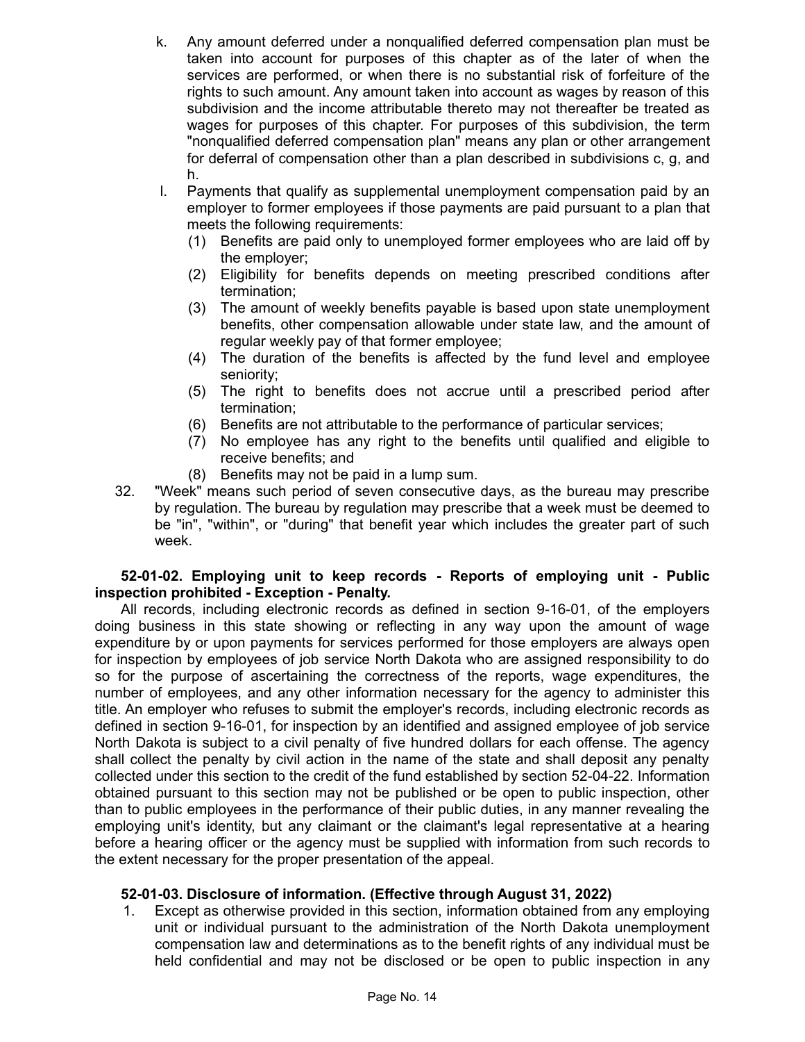k. Any amount deferred under a nonqualified deferred compensation plan must be taken into account for purposes of this chapter as of the later of when the services are performed, or when there is no substantial risk of forfeiture of the rights to such amount. Any amount taken into account as wages by reason of this subdivision and the income attributable thereto may not thereafter be treated as wages for purposes of this chapter. For purposes of this subdivision, the term "nonqualified deferred compensation plan" means any plan or other arrangement for deferral of compensation other than a plan described in subdivisions c, g, and h.

l. Payments that qualify as supplemental unemployment compensation paid by an employer to former employees if those payments are paid pursuant to a plan that meets the following requirements:

(1) Benefits are paid only to unemployed former employees who are laid off by the employer;

(2) Eligibility for benefits depends on meeting prescribed conditions after termination;

(3) The amount of weekly benefits payable is based upon state unemployment benefits, other compensation allowable under state law, and the amount of regular weekly pay of that former employee;

(4) The duration of the benefits is affected by the fund level and employee seniority;

(5) The right to benefits does not accrue until a prescribed period after termination;

(6) Benefits are not attributable to the performance of particular services;

(7) No employee has any right to the benefits until qualified and eligible to receive benefits; and

(8) Benefits may not be paid in a lump sum.

32. "Week" means such period of seven consecutive days, as the bureau may prescribe by regulation. The bureau by regulation may prescribe that a week must be deemed to be "in", "within", or "during" that benefit year which includes the greater part of such week.

**52-01-02. Employing unit to keep records - Reports of employing unit - Public inspection prohibited - Exception - Penalty.**

All records, including electronic records as defined in section 9-16-01, of the employers doing business in this state showing or reflecting in any way upon the amount of wage expenditure by or upon payments for services performed for those employers are always open for inspection by employees of job service North Dakota who are assigned responsibility to do so for the purpose of ascertaining the correctness of the reports, wage expenditures, the number of employees, and any other information necessary for the agency to administer this title. An employer who refuses to submit the employer's records, including electronic records as defined in section 9-16-01, for inspection by an identified and assigned employee of job service North Dakota is subject to a civil penalty of five hundred dollars for each offense. The agency shall collect the penalty by civil action in the name of the state and shall deposit any penalty collected under this section to the credit of the fund established by section 52-04-22. Information obtained pursuant to this section may not be published or be open to public inspection, other than to public employees in the performance of their public duties, in any manner revealing the employing unit's identity, but any claimant or the claimant's legal representative at a hearing before a hearing officer or the agency must be supplied with information from such records to the extent necessary for the proper presentation of the appeal.

**52-01-03. Disclosure of information. (Effective through August 31, 2022)**

1. Except as otherwise provided in this section, information obtained from any employing unit or individual pursuant to the administration of the North Dakota unemployment compensation law and determinations as to the benefit rights of any individual must be held confidential and may not be disclosed or be open to public inspection in any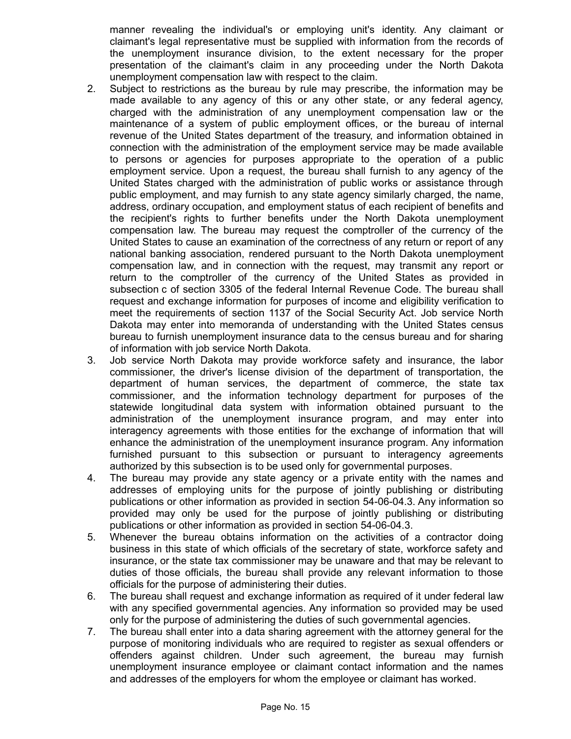manner revealing the individual's or employing unit's identity. Any claimant or claimant's legal representative must be supplied with information from the records of the unemployment insurance division, to the extent necessary for the proper presentation of the claimant's claim in any proceeding under the North Dakota unemployment compensation law with respect to the claim.

2. Subject to restrictions as the bureau by rule may prescribe, the information may be made available to any agency of this or any other state, or any federal agency, charged with the administration of any unemployment compensation law or the maintenance of a system of public employment offices, or the bureau of internal revenue of the United States department of the treasury, and information obtained in connection with the administration of the employment service may be made available to persons or agencies for purposes appropriate to the operation of a public employment service. Upon a request, the bureau shall furnish to any agency of the United States charged with the administration of public works or assistance through public employment, and may furnish to any state agency similarly charged, the name, address, ordinary occupation, and employment status of each recipient of benefits and the recipient's rights to further benefits under the North Dakota unemployment compensation law. The bureau may request the comptroller of the currency of the United States to cause an examination of the correctness of any return or report of any national banking association, rendered pursuant to the North Dakota unemployment compensation law, and in connection with the request, may transmit any report or return to the comptroller of the currency of the United States as provided in subsection c of section 3305 of the federal Internal Revenue Code. The bureau shall request and exchange information for purposes of income and eligibility verification to meet the requirements of section 1137 of the Social Security Act. Job service North Dakota may enter into memoranda of understanding with the United States census bureau to furnish unemployment insurance data to the census bureau and for sharing of information with job service North Dakota.

3. Job service North Dakota may provide workforce safety and insurance, the labor commissioner, the driver's license division of the department of transportation, the department of human services, the department of commerce, the state tax commissioner, and the information technology department for purposes of the statewide longitudinal data system with information obtained pursuant to the administration of the unemployment insurance program, and may enter into interagency agreements with those entities for the exchange of information that will enhance the administration of the unemployment insurance program. Any information furnished pursuant to this subsection or pursuant to interagency agreements authorized by this subsection is to be used only for governmental purposes.

4. The bureau may provide any state agency or a private entity with the names and addresses of employing units for the purpose of jointly publishing or distributing publications or other information as provided in section 54-06-04.3. Any information so provided may only be used for the purpose of jointly publishing or distributing publications or other information as provided in section 54-06-04.3.

5. Whenever the bureau obtains information on the activities of a contractor doing business in this state of which officials of the secretary of state, workforce safety and insurance, or the state tax commissioner may be unaware and that may be relevant to duties of those officials, the bureau shall provide any relevant information to those officials for the purpose of administering their duties.

6. The bureau shall request and exchange information as required of it under federal law with any specified governmental agencies. Any information so provided may be used only for the purpose of administering the duties of such governmental agencies.

7. The bureau shall enter into a data sharing agreement with the attorney general for the purpose of monitoring individuals who are required to register as sexual offenders or offenders against children. Under such agreement, the bureau may furnish unemployment insurance employee or claimant contact information and the names and addresses of the employers for whom the employee or claimant has worked.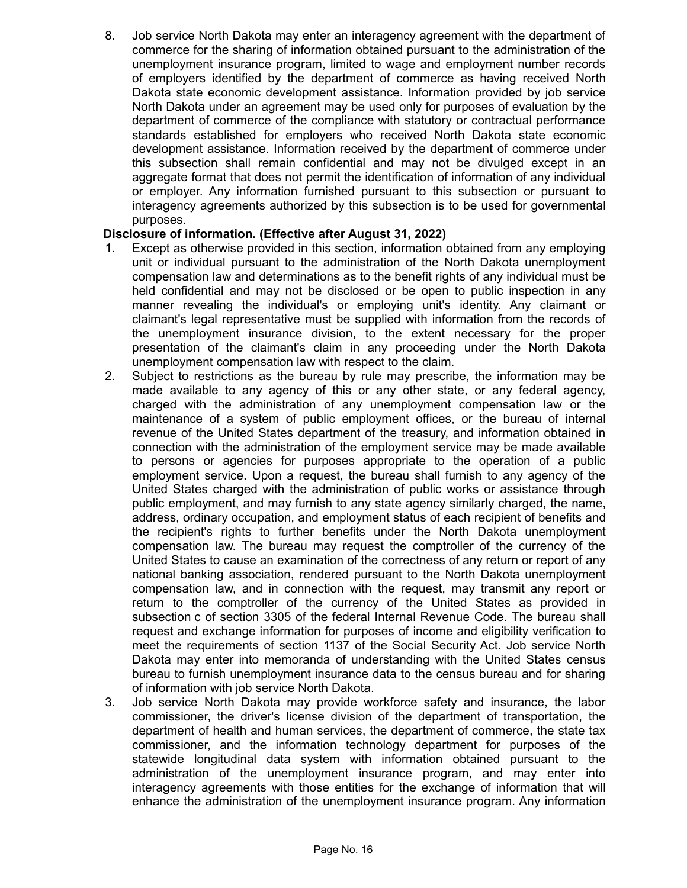8. Job service North Dakota may enter an interagency agreement with the department of commerce for the sharing of information obtained pursuant to the administration of the unemployment insurance program, limited to wage and employment number records of employers identified by the department of commerce as having received North Dakota state economic development assistance. Information provided by job service North Dakota under an agreement may be used only for purposes of evaluation by the department of commerce of the compliance with statutory or contractual performance standards established for employers who received North Dakota state economic development assistance. Information received by the department of commerce under this subsection shall remain confidential and may not be divulged except in an aggregate format that does not permit the identification of information of any individual or employer. Any information furnished pursuant to this subsection or pursuant to interagency agreements authorized by this subsection is to be used for governmental purposes.

**Disclosure of information. (Effective after August 31, 2022)**

1. Except as otherwise provided in this section, information obtained from any employing unit or individual pursuant to the administration of the North Dakota unemployment compensation law and determinations as to the benefit rights of any individual must be held confidential and may not be disclosed or be open to public inspection in any manner revealing the individual's or employing unit's identity. Any claimant or claimant's legal representative must be supplied with information from the records of the unemployment insurance division, to the extent necessary for the proper presentation of the claimant's claim in any proceeding under the North Dakota unemployment compensation law with respect to the claim.
2. Subject to restrictions as the bureau by rule may prescribe, the information may be made available to any agency of this or any other state, or any federal agency, charged with the administration of any unemployment compensation law or the maintenance of a system of public employment offices, or the bureau of internal revenue of the United States department of the treasury, and information obtained in connection with the administration of the employment service may be made available to persons or agencies for purposes appropriate to the operation of a public employment service. Upon a request, the bureau shall furnish to any agency of the United States charged with the administration of public works or assistance through public employment, and may furnish to any state agency similarly charged, the name, address, ordinary occupation, and employment status of each recipient of benefits and the recipient's rights to further benefits under the North Dakota unemployment compensation law. The bureau may request the comptroller of the currency of the United States to cause an examination of the correctness of any return or report of any national banking association, rendered pursuant to the North Dakota unemployment compensation law, and in connection with the request, may transmit any report or return to the comptroller of the currency of the United States as provided in subsection c of section 3305 of the federal Internal Revenue Code. The bureau shall request and exchange information for purposes of income and eligibility verification to meet the requirements of section 1137 of the Social Security Act. Job service North Dakota may enter into memoranda of understanding with the United States census bureau to furnish unemployment insurance data to the census bureau and for sharing of information with job service North Dakota.
3. Job service North Dakota may provide workforce safety and insurance, the labor commissioner, the driver's license division of the department of transportation, the department of health and human services, the department of commerce, the state tax commissioner, and the information technology department for purposes of the statewide longitudinal data system with information obtained pursuant to the administration of the unemployment insurance program, and may enter into interagency agreements with those entities for the exchange of information that will enhance the administration of the unemployment insurance program. Any information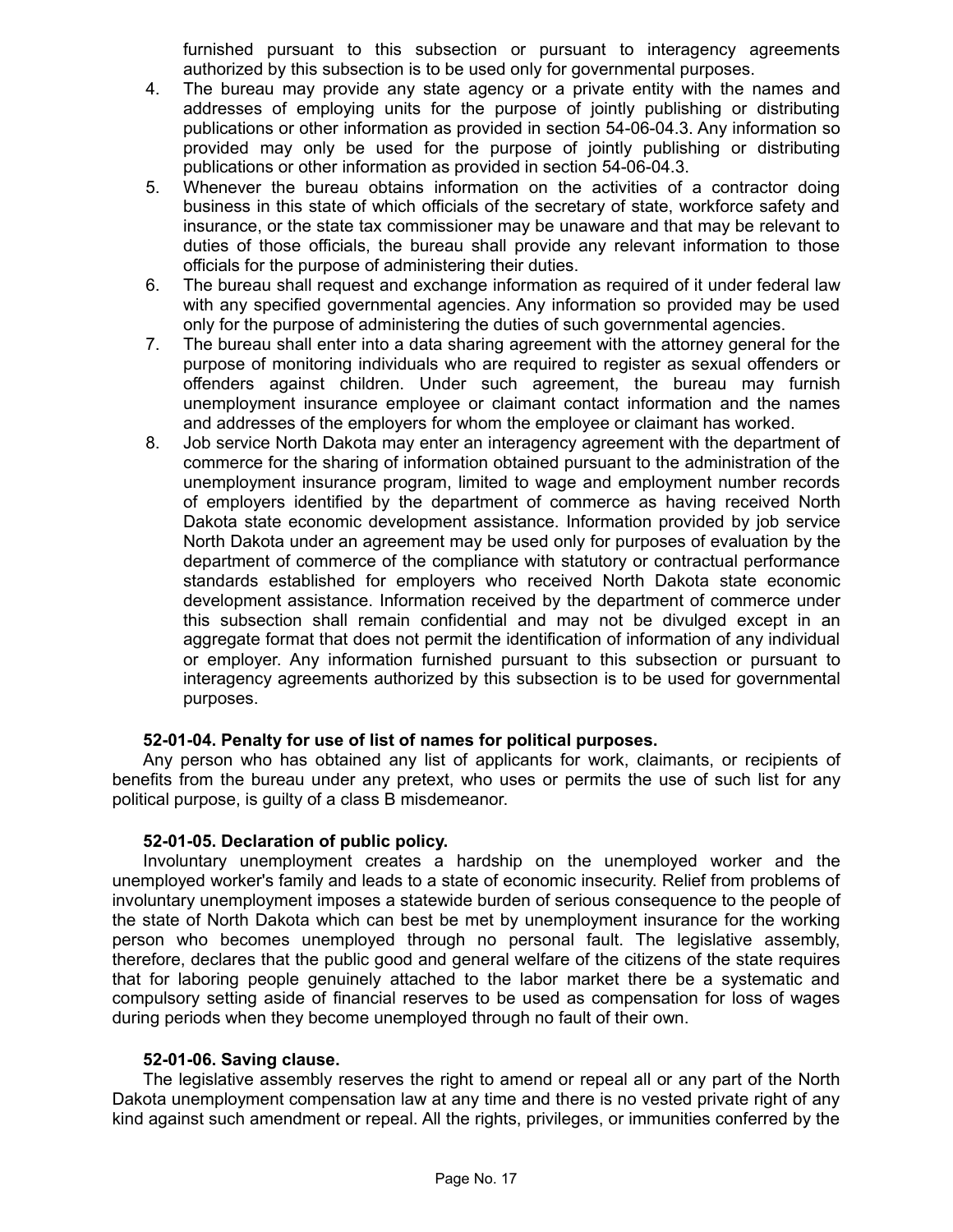furnished pursuant to this subsection or pursuant to interagency agreements authorized by this subsection is to be used only for governmental purposes.

4. The bureau may provide any state agency or a private entity with the names and addresses of employing units for the purpose of jointly publishing or distributing publications or other information as provided in section 54-06-04.3. Any information so provided may only be used for the purpose of jointly publishing or distributing publications or other information as provided in section 54-06-04.3.
5. Whenever the bureau obtains information on the activities of a contractor doing business in this state of which officials of the secretary of state, workforce safety and insurance, or the state tax commissioner may be unaware and that may be relevant to duties of those officials, the bureau shall provide any relevant information to those officials for the purpose of administering their duties.
6. The bureau shall request and exchange information as required of it under federal law with any specified governmental agencies. Any information so provided may be used only for the purpose of administering the duties of such governmental agencies.
7. The bureau shall enter into a data sharing agreement with the attorney general for the purpose of monitoring individuals who are required to register as sexual offenders or offenders against children. Under such agreement, the bureau may furnish unemployment insurance employee or claimant contact information and the names and addresses of the employers for whom the employee or claimant has worked.
8. Job service North Dakota may enter an interagency agreement with the department of commerce for the sharing of information obtained pursuant to the administration of the unemployment insurance program, limited to wage and employment number records of employers identified by the department of commerce as having received North Dakota state economic development assistance. Information provided by job service North Dakota under an agreement may be used only for purposes of evaluation by the department of commerce of the compliance with statutory or contractual performance standards established for employers who received North Dakota state economic development assistance. Information received by the department of commerce under this subsection shall remain confidential and may not be divulged except in an aggregate format that does not permit the identification of information of any individual or employer. Any information furnished pursuant to this subsection or pursuant to interagency agreements authorized by this subsection is to be used for governmental purposes.

**52-01-04. Penalty for use of list of names for political purposes.**

Any person who has obtained any list of applicants for work, claimants, or recipients of benefits from the bureau under any pretext, who uses or permits the use of such list for any political purpose, is guilty of a class B misdemeanor.

**52-01-05. Declaration of public policy.**

Involuntary unemployment creates a hardship on the unemployed worker and the unemployed worker's family and leads to a state of economic insecurity. Relief from problems of involuntary unemployment imposes a statewide burden of serious consequence to the people of the state of North Dakota which can best be met by unemployment insurance for the working person who becomes unemployed through no personal fault. The legislative assembly, therefore, declares that the public good and general welfare of the citizens of the state requires that for laboring people genuinely attached to the labor market there be a systematic and compulsory setting aside of financial reserves to be used as compensation for loss of wages during periods when they become unemployed through no fault of their own.

**52-01-06. Saving clause.**

The legislative assembly reserves the right to amend or repeal all or any part of the North Dakota unemployment compensation law at any time and there is no vested private right of any kind against such amendment or repeal. All the rights, privileges, or immunities conferred by the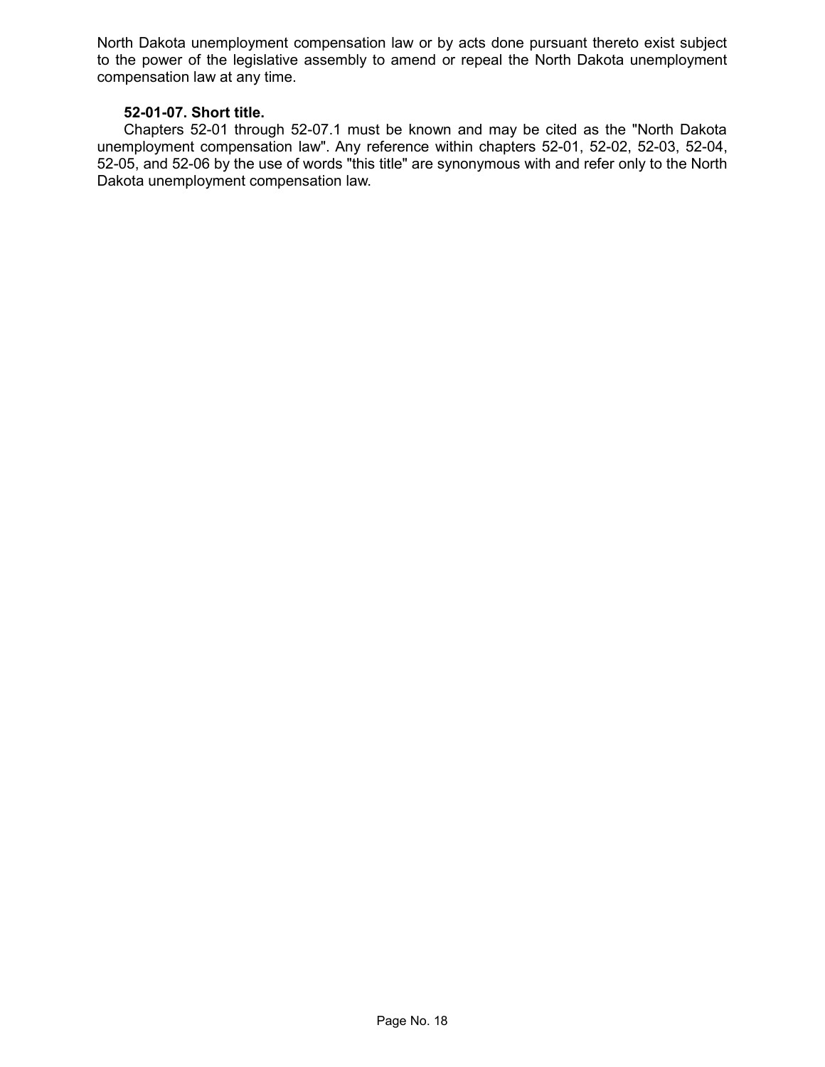North Dakota unemployment compensation law or by acts done pursuant thereto exist subject to the power of the legislative assembly to amend or repeal the North Dakota unemployment compensation law at any time.

**52-01-07. Short title.**

Chapters 52-01 through 52-07.1 must be known and may be cited as the "North Dakota unemployment compensation law". Any reference within chapters 52-01, 52-02, 52-03, 52-04, 52-05, and 52-06 by the use of words "this title" are synonymous with and refer only to the North Dakota unemployment compensation law.